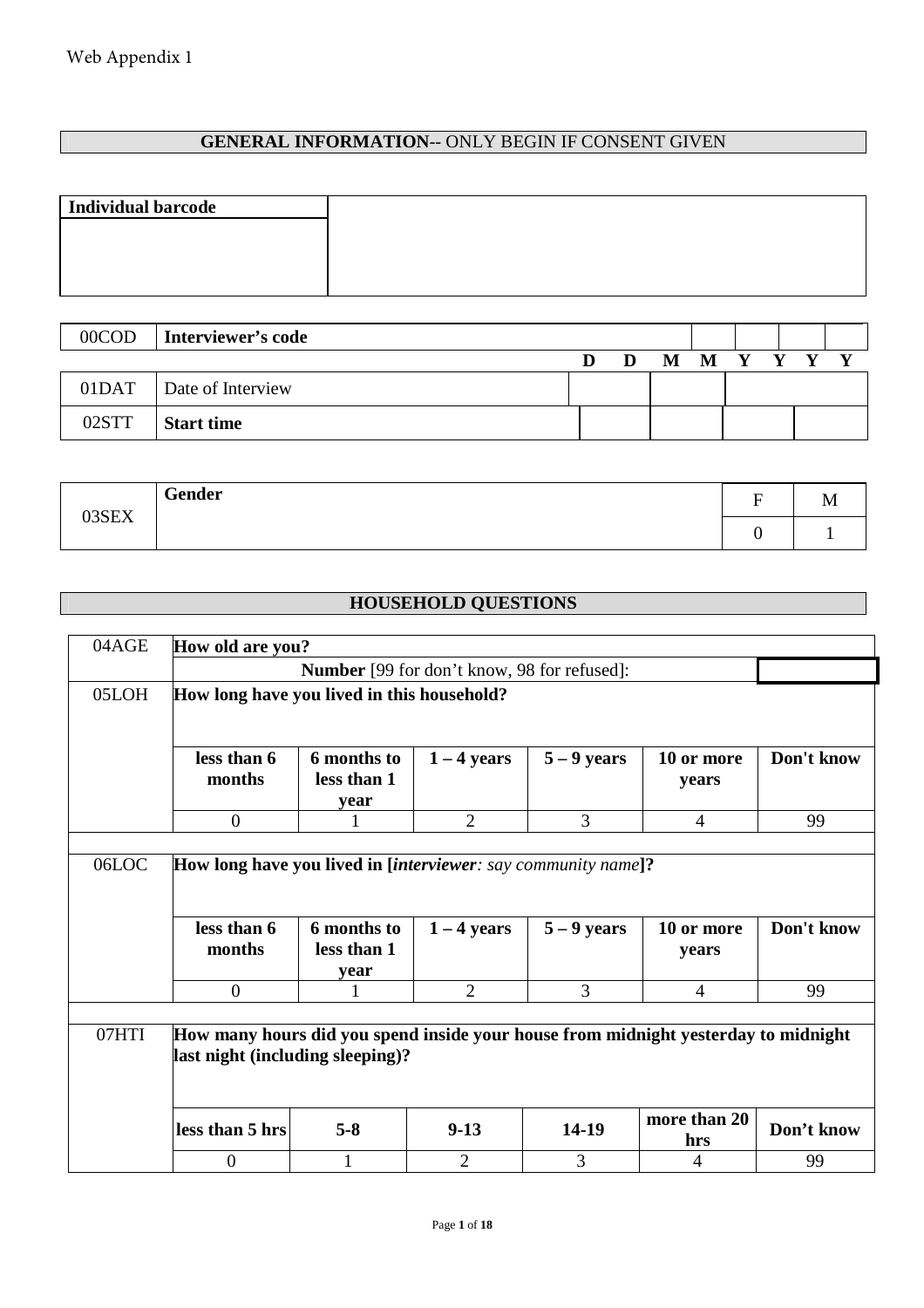Web Appendix 1

## GENERAL INFORMATION-- ONLY BEGIN IF CONSENT GIVEN

| Individual barcode | |
|---|---|
| | |

| | | | | | | | | | |
|---|---|---|---|---|---|---|---|---|---|
| 00COD | **Interviewer's code** | | | | | | | | |
| | | D | D | M | M | Y | Y | Y | Y |
| 01DAT | Date of Interview | | | | | | | | |
| 02STT | **Start time** | | | | | | | | |

| | | | |
|---|---|---|---|
| 03SEX | **Gender** | F | M |
| | | 0 | 1 |

## HOUSEHOLD QUESTIONS

| | | | | | | |
|---|---|---|---|---|---|---|
| 04AGE | **How old are you?** | | | | | |
| | **Number** [99 for don't know, 98 for refused]: | | | | | |
| 05LOH | **How long have you lived in this household?** | | | | | |
| | **less than 6 months** | **6 months to less than 1 year** | **1 – 4 years** | **5 – 9 years** | **10 or more years** | **Don't know** |
| | 0 | 1 | 2 | 3 | 4 | 99 |
| 06LOC | **How long have you lived in [*interviewer: say community name*]?** | | | | | |
| | **less than 6 months** | **6 months to less than 1 year** | **1 – 4 years** | **5 – 9 years** | **10 or more years** | **Don't know** |
| | 0 | 1 | 2 | 3 | 4 | 99 |
| 07HTI | **How many hours did you spend inside your house from midnight yesterday to midnight last night (including sleeping)?** | | | | | |
| | **less than 5 hrs** | **5-8** | **9-13** | **14-19** | **more than 20 hrs** | **Don't know** |
| | 0 | 1 | 2 | 3 | 4 | 99 |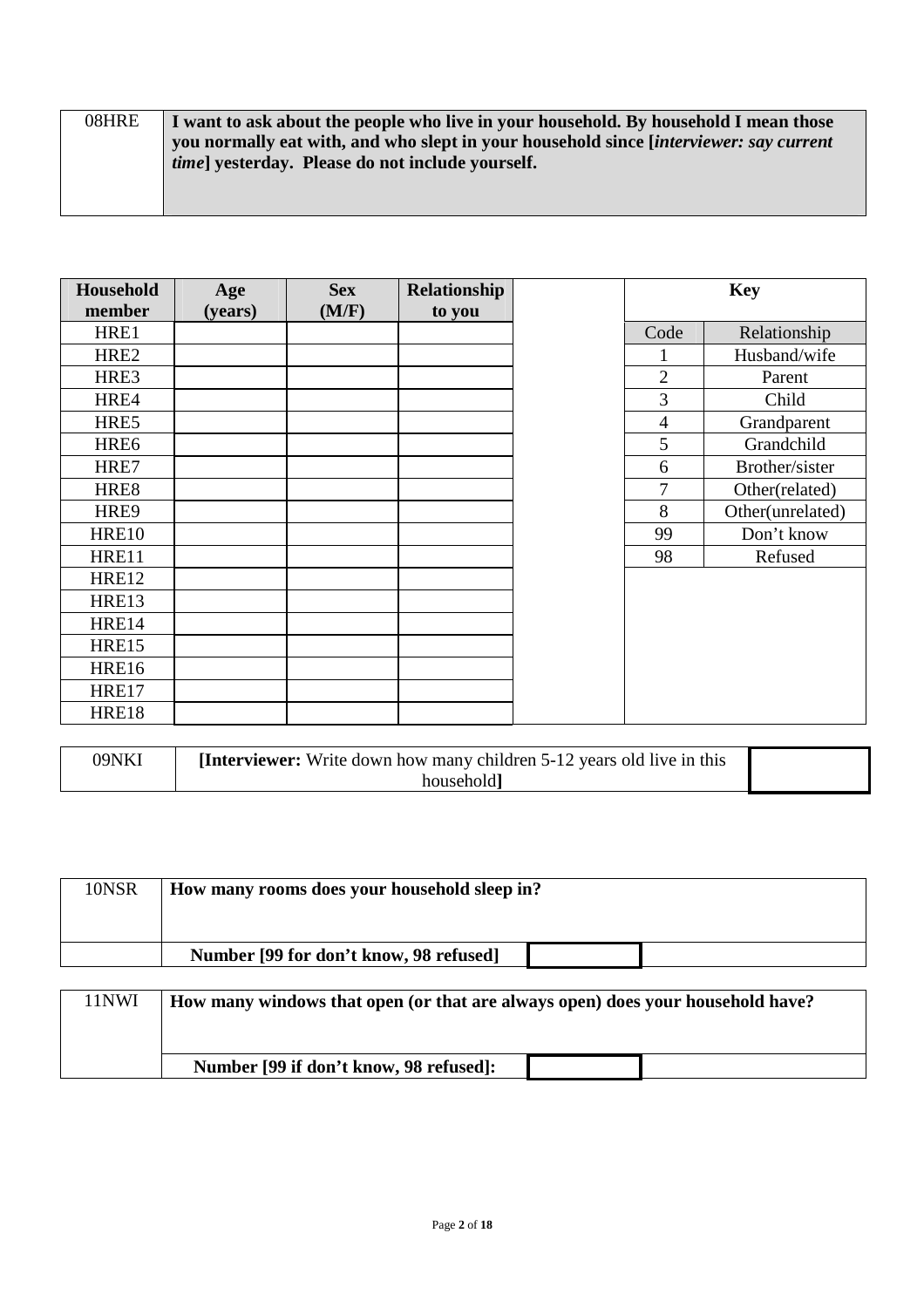| 08HRE | **I want to ask about the people who live in your household. By household I mean those you normally eat with, and who slept in your household since [*interviewer: say current time*] yesterday. Please do not include yourself.** |
|---|---|

| Household member | Age (years) | Sex (M/F) | Relationship to you |
|---|---|---|---|
| HRE1 | | | |
| HRE2 | | | |
| HRE3 | | | |
| HRE4 | | | |
| HRE5 | | | |
| HRE6 | | | |
| HRE7 | | | |
| HRE8 | | | |
| HRE9 | | | |
| HRE10 | | | |
| HRE11 | | | |
| HRE12 | | | |
| HRE13 | | | |
| HRE14 | | | |
| HRE15 | | | |
| HRE16 | | | |
| HRE17 | | | |
| HRE18 | | | |

| Key | |
|---|---|
| Code | Relationship |
| 1 | Husband/wife |
| 2 | Parent |
| 3 | Child |
| 4 | Grandparent |
| 5 | Grandchild |
| 6 | Brother/sister |
| 7 | Other(related) |
| 8 | Other(unrelated) |
| 99 | Don't know |
| 98 | Refused |

| 09NKI | **[Interviewer:** Write down how many children 5-12 years old live in this household**]** | |
|---|---|---|

| 10NSR | **How many rooms does your household sleep in?** | |
|---|---|---|
| | **Number [99 for don't know, 98 refused]** | |

| 11NWI | **How many windows that open (or that are always open) does your household have?** | |
|---|---|---|
| | **Number [99 if don't know, 98 refused]:** | |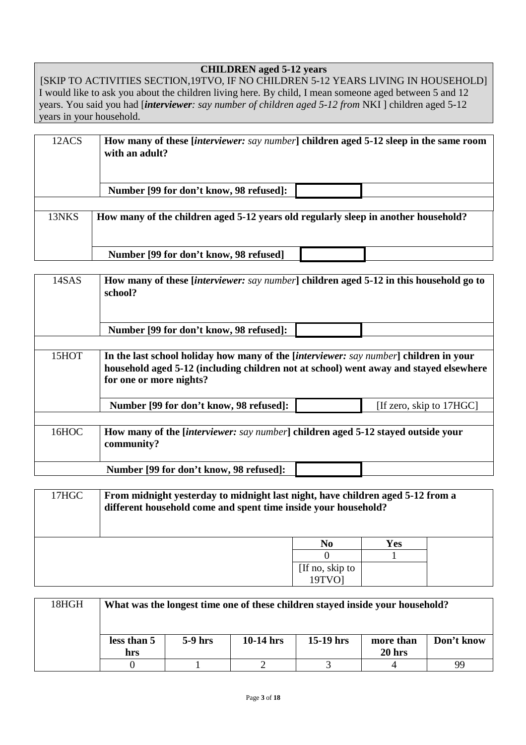**CHILDREN aged 5-12 years**

[SKIP TO ACTIVITIES SECTION,19TVO, IF NO CHILDREN 5-12 YEARS LIVING IN HOUSEHOLD]
I would like to ask you about the children living here. By child, I mean someone aged between 5 and 12 years. You said you had [***interviewer****: say number of children aged 5-12 from* NKI ] children aged 5-12 years in your household.

| 12ACS | **How many of these [*interviewer:* *say number*] children aged 5-12 sleep in the same room with an adult?** | |
|---|---|---|
| | **Number [99 for don't know, 98 refused]:** | |

| 13NKS | **How many of the children aged 5-12 years old regularly sleep in another household?** | |
|---|---|---|
| | **Number [99 for don't know, 98 refused]** | |

| 14SAS | **How many of these [*interviewer:* *say number*] children aged 5-12 in this household go to school?** | | |
|---|---|---|---|
| | **Number [99 for don't know, 98 refused]:** | | |

| 15HOT | **In the last school holiday how many of the [*interviewer:* *say number*] children in your household aged 5-12 (including children not at school) went away and stayed elsewhere for one or more nights?** | | |
|---|---|---|---|
| | **Number [99 for don't know, 98 refused]:** | | [If zero, skip to 17HGC] |

| 16HOC | **How many of the [*interviewer:* *say number*] children aged 5-12 stayed outside your community?** | |
|---|---|---|
| | **Number [99 for don't know, 98 refused]:** | |

| 17HGC | **From midnight yesterday to midnight last night, have children aged 5-12 from a different household come and spent time inside your household?** | |
|---|---|---|
| | **No** | **Yes** |
| | 0 | 1 |
| | [If no, skip to 19TVO] | |

| 18HGH | **What was the longest time one of these children stayed inside your household?** | | | | | |
|---|---|---|---|---|---|---|
| | **less than 5 hrs** | **5-9 hrs** | **10-14 hrs** | **15-19 hrs** | **more than 20 hrs** | **Don't know** |
| | 0 | 1 | 2 | 3 | 4 | 99 |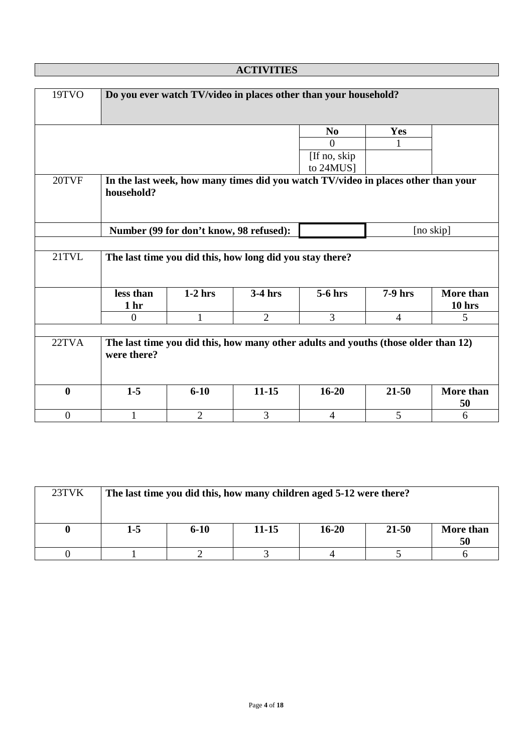## ACTIVITIES

| 19TVO | Do you ever watch TV/video in places other than your household? | | | | | |
|---|---|---|---|---|---|---|
| | | | | **No** | **Yes** | |
| | | | | 0 | 1 | |
| | | | | [If no, skip to 24MUS] | | |
| 20TVF | **In the last week, how many times did you watch TV/video in places other than your household?** | | | | | |
| | **Number (99 for don't know, 98 refused):** | | | | [no skip] | |
| 21TVL | **The last time you did this, how long did you stay there?** | | | | | |
| | **less than 1 hr** | **1-2 hrs** | **3-4 hrs** | **5-6 hrs** | **7-9 hrs** | **More than 10 hrs** |
| | 0 | 1 | 2 | 3 | 4 | 5 |
| 22TVA | **The last time you did this, how many other adults and youths (those older than 12) were there?** | | | | | |
| **0** | **1-5** | **6-10** | **11-15** | **16-20** | **21-50** | **More than 50** |
| 0 | 1 | 2 | 3 | 4 | 5 | 6 |

| 23TVK | The last time you did this, how many children aged 5-12 were there? | | | | | |
|---|---|---|---|---|---|---|
| **0** | **1-5** | **6-10** | **11-15** | **16-20** | **21-50** | **More than 50** |
| 0 | 1 | 2 | 3 | 4 | 5 | 6 |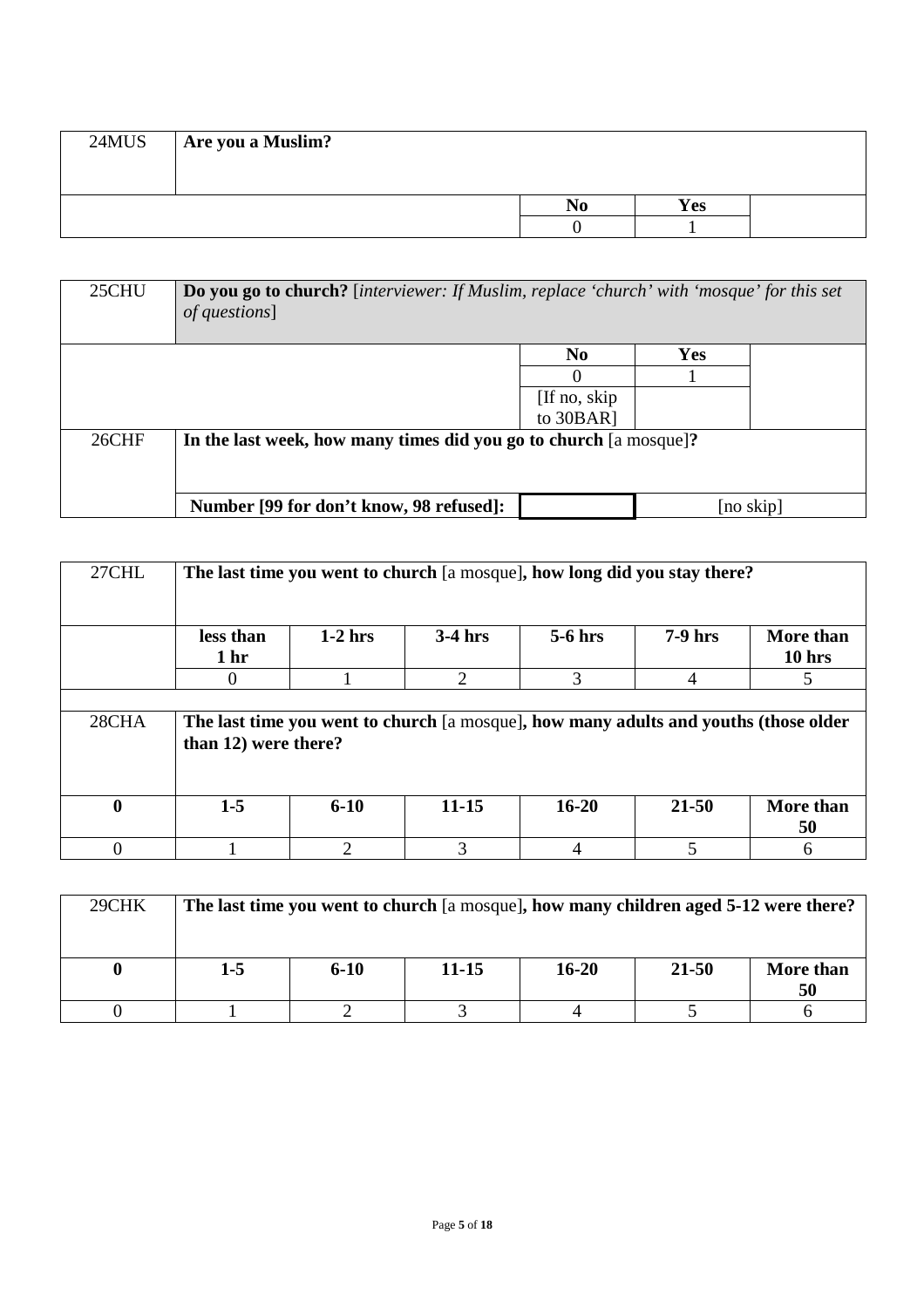| 24MUS | **Are you a Muslim?** | | | |
|---|---|---|---|---|
| | | **No** | **Yes** | |
| | | 0 | 1 | |

| 25CHU | **Do you go to church?** [*interviewer: If Muslim, replace 'church' with 'mosque' for this set of questions*] | | | |
|---|---|---|---|---|
| | | **No** | **Yes** | |
| | | 0 | 1 | |
| | | [If no, skip to 30BAR] | | |
| 26CHF | **In the last week, how many times did you go to church** [a mosque]**?** | | | |
| | **Number [99 for don't know, 98 refused]:** | | [no skip] | |

| 27CHL | **The last time you went to church** [a mosque]**, how long did you stay there?** | | | | | |
|---|---|---|---|---|---|---|
| | **less than 1 hr** | **1-2 hrs** | **3-4 hrs** | **5-6 hrs** | **7-9 hrs** | **More than 10 hrs** |
| | 0 | 1 | 2 | 3 | 4 | 5 |
| | | | | | | |
| 28CHA | **The last time you went to church** [a mosque]**, how many adults and youths (those older than 12) were there?** | | | | | |
| **0** | **1-5** | **6-10** | **11-15** | **16-20** | **21-50** | **More than 50** |
| 0 | 1 | 2 | 3 | 4 | 5 | 6 |

| 29CHK | **The last time you went to church** [a mosque]**, how many children aged 5-12 were there?** | | | | | |
|---|---|---|---|---|---|---|
| **0** | **1-5** | **6-10** | **11-15** | **16-20** | **21-50** | **More than 50** |
| 0 | 1 | 2 | 3 | 4 | 5 | 6 |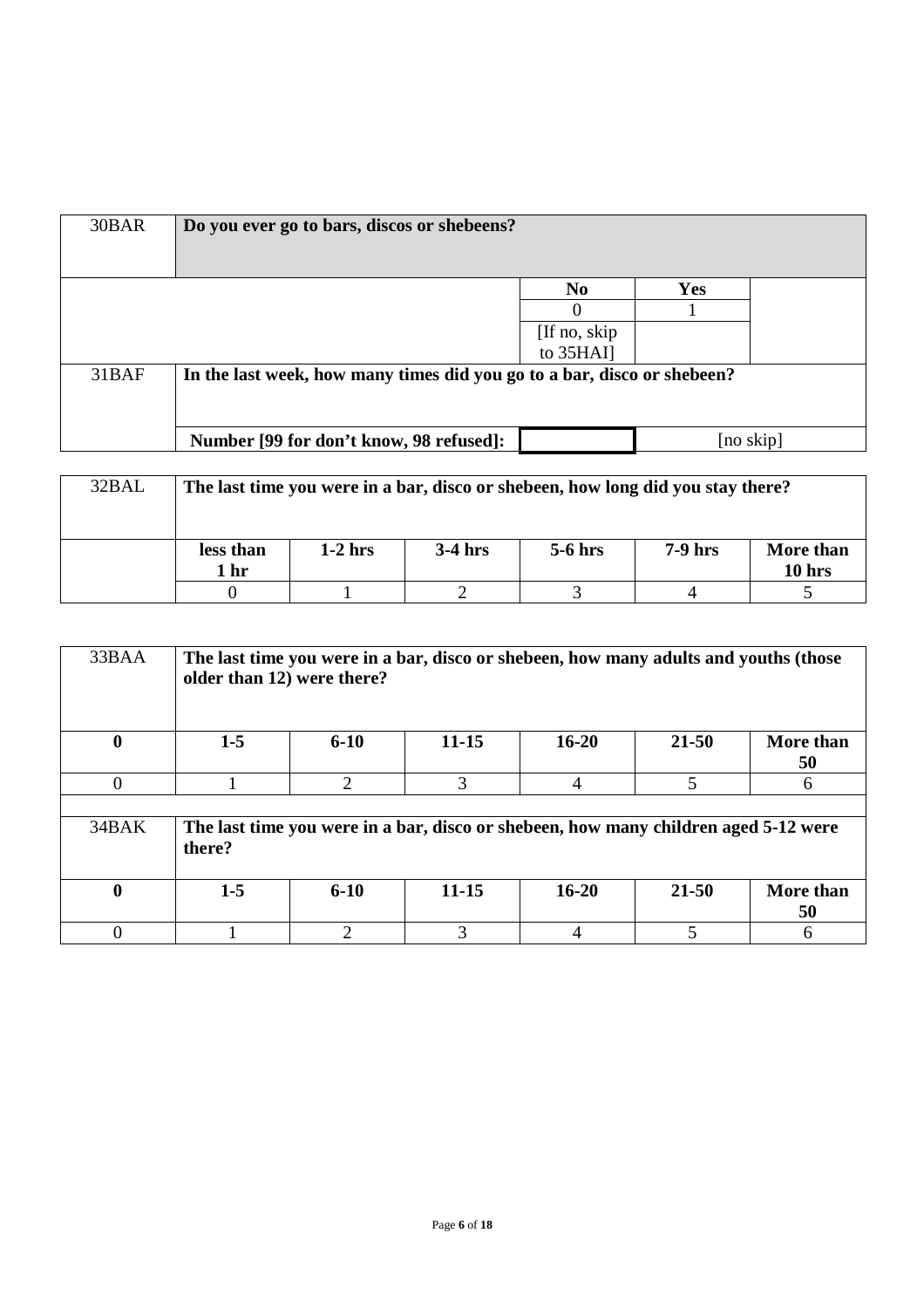| 30BAR | Do you ever go to bars, discos or shebeens? | | | | |
|---|---|---|---|---|---|
| | | | **No** | **Yes** | |
| | | | 0 | 1 | |
| | | | [If no, skip to 35HAI] | | |
| 31BAF | **In the last week, how many times did you go to a bar, disco or shebeen?** | | | | |
| | **Number [99 for don't know, 98 refused]:** | | | [no skip] | |

| 32BAL | The last time you were in a bar, disco or shebeen, how long did you stay there? | | | | |
|---|---|---|---|---|---|
| | **less than 1 hr** | **1-2 hrs** | **3-4 hrs** | **5-6 hrs** | **7-9 hrs** | **More than 10 hrs** |
| | 0 | 1 | 2 | 3 | 4 | 5 |

| 33BAA | The last time you were in a bar, disco or shebeen, how many adults and youths (those older than 12) were there? | | | | | |
|---|---|---|---|---|---|---|
| **0** | **1-5** | **6-10** | **11-15** | **16-20** | **21-50** | **More than 50** |
| 0 | 1 | 2 | 3 | 4 | 5 | 6 |
| | | | | | | |
| 34BAK | **The last time you were in a bar, disco or shebeen, how many children aged 5-12 were there?** | | | | | |
| **0** | **1-5** | **6-10** | **11-15** | **16-20** | **21-50** | **More than 50** |
| 0 | 1 | 2 | 3 | 4 | 5 | 6 |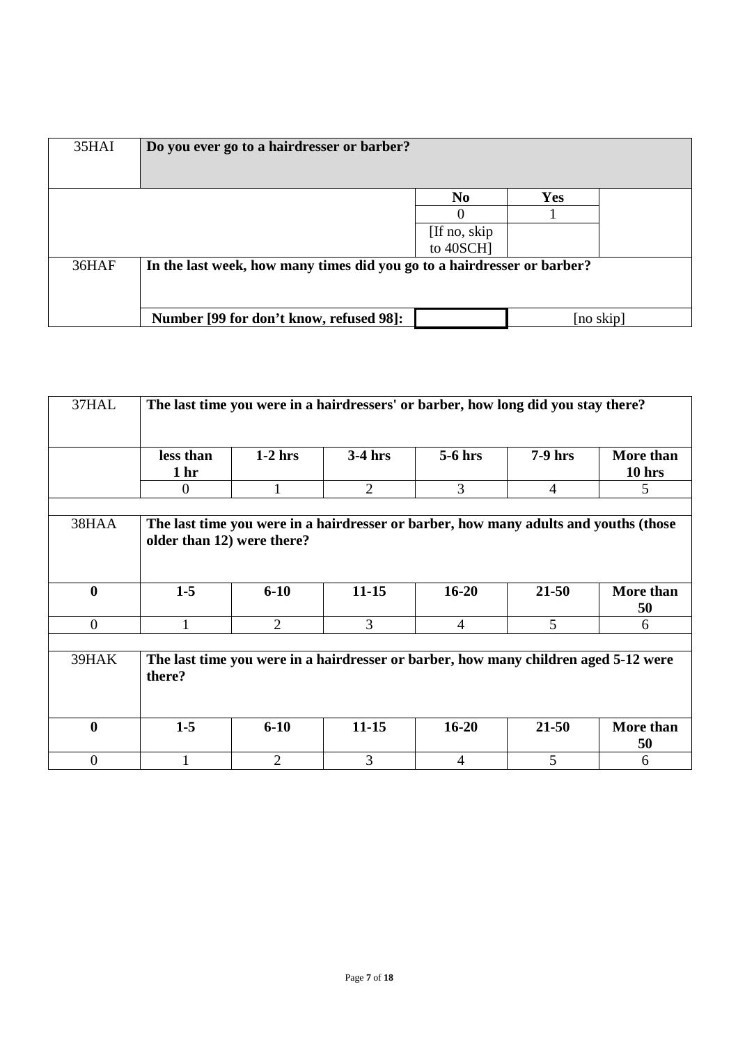| 35HAI | **Do you ever go to a hairdresser or barber?** | | |
|---|---|---|---|
| | | **No** | **Yes** |
| | | 0 | 1 |
| | | [If no, skip to 40SCH] | |
| 36HAF | **In the last week, how many times did you go to a hairdresser or barber?** | | |
| | **Number [99 for don't know, refused 98]:** | | [no skip] |

| 37HAL | **The last time you were in a hairdressers' or barber, how long did you stay there?** | | | | | |
|---|---|---|---|---|---|---|
| | **less than 1 hr** | **1-2 hrs** | **3-4 hrs** | **5-6 hrs** | **7-9 hrs** | **More than 10 hrs** |
| | 0 | 1 | 2 | 3 | 4 | 5 |
| | | | | | | |
| 38HAA | **The last time you were in a hairdresser or barber, how many adults and youths (those older than 12) were there?** | | | | | |
| **0** | **1-5** | **6-10** | **11-15** | **16-20** | **21-50** | **More than 50** |
| 0 | 1 | 2 | 3 | 4 | 5 | 6 |
| | | | | | | |
| 39HAK | **The last time you were in a hairdresser or barber, how many children aged 5-12 were there?** | | | | | |
| **0** | **1-5** | **6-10** | **11-15** | **16-20** | **21-50** | **More than 50** |
| 0 | 1 | 2 | 3 | 4 | 5 | 6 |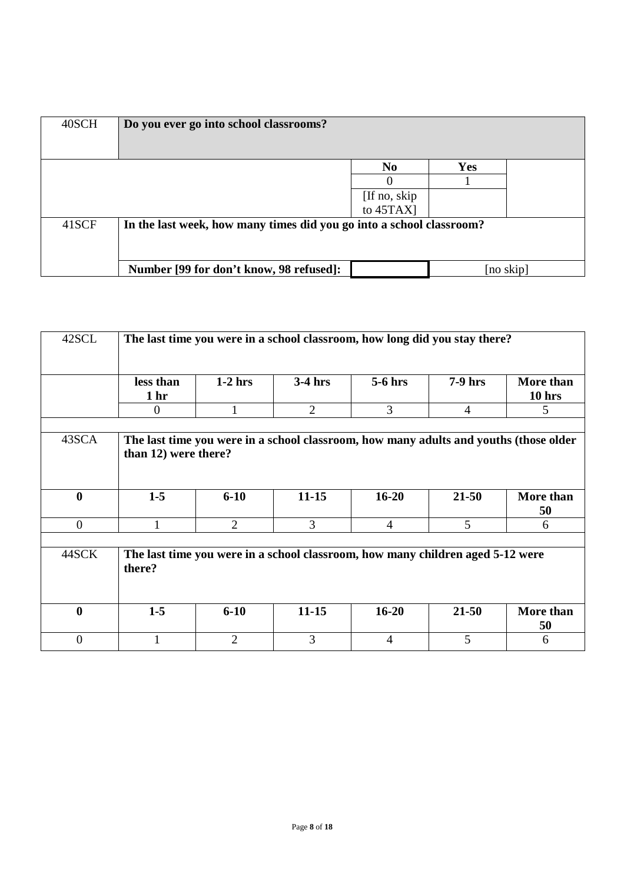| 40SCH | Do you ever go into school classrooms? | | | | |
|---|---|---|---|---|---|
| | | | **No** | **Yes** | |
| | | | 0 | 1 | |
| | | | [If no, skip to 45TAX] | | |
| 41SCF | **In the last week, how many times did you go into a school classroom?** | | | | |
| | **Number [99 for don't know, 98 refused]:** | | | [no skip] | |

| 42SCL | The last time you were in a school classroom, how long did you stay there? | | | | | |
|---|---|---|---|---|---|---|
| | **less than 1 hr** | **1-2 hrs** | **3-4 hrs** | **5-6 hrs** | **7-9 hrs** | **More than 10 hrs** |
| | 0 | 1 | 2 | 3 | 4 | 5 |
| | | | | | | |
| 43SCA | **The last time you were in a school classroom, how many adults and youths (those older than 12) were there?** | | | | | |
| **0** | **1-5** | **6-10** | **11-15** | **16-20** | **21-50** | **More than 50** |
| 0 | 1 | 2 | 3 | 4 | 5 | 6 |
| | | | | | | |
| 44SCK | **The last time you were in a school classroom, how many children aged 5-12 were there?** | | | | | |
| **0** | **1-5** | **6-10** | **11-15** | **16-20** | **21-50** | **More than 50** |
| 0 | 1 | 2 | 3 | 4 | 5 | 6 |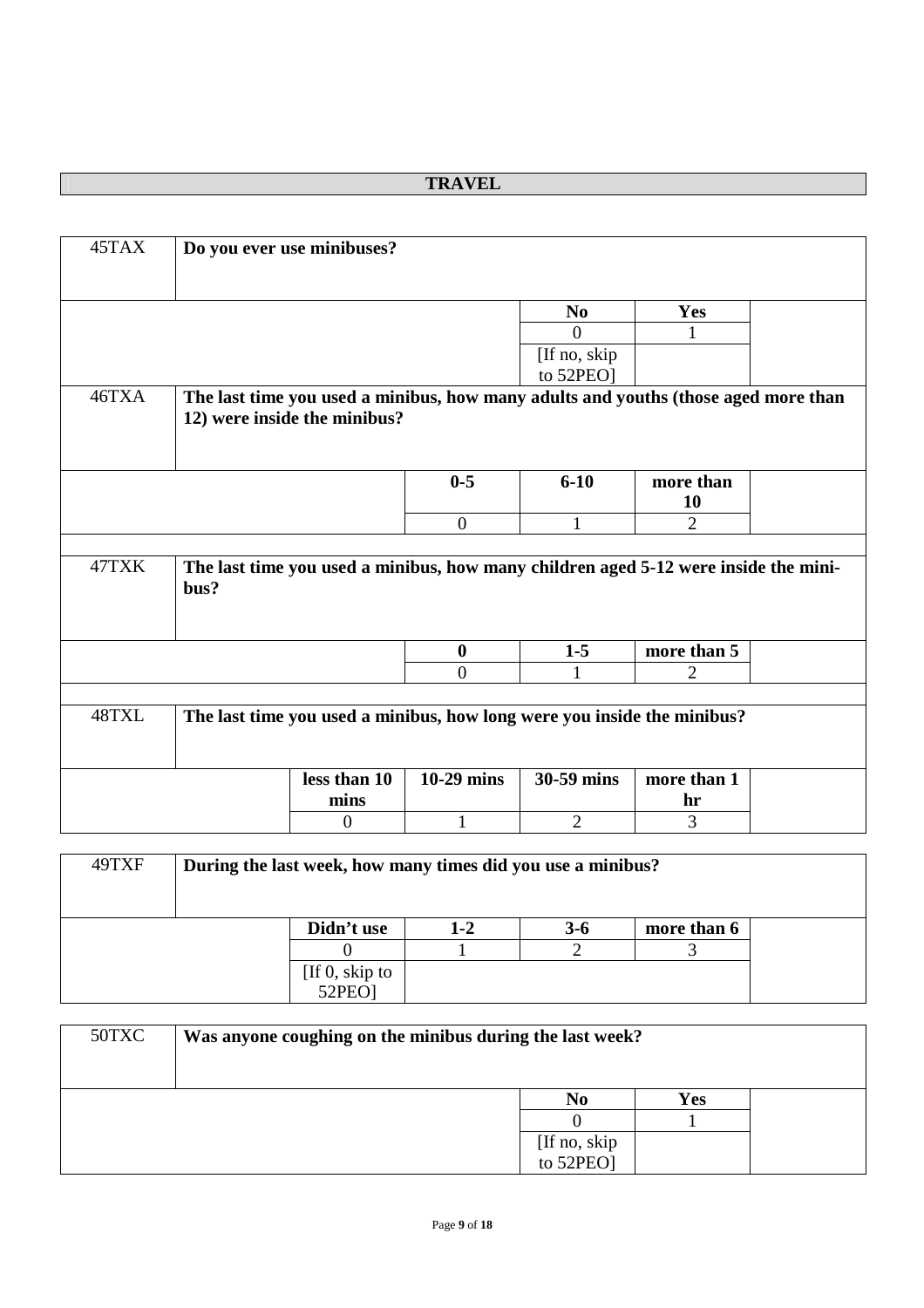## TRAVEL

| 45TAX | Do you ever use minibuses? | |
|---|---|---|
| | **No** | **Yes** |
| | 0 | 1 |
| | [If no, skip to 52PEO] | |

| 46TXA | The last time you used a minibus, how many adults and youths (those aged more than 12) were inside the minibus? | | |
|---|---|---|---|
| | **0-5** | **6-10** | **more than 10** |
| | 0 | 1 | 2 |

| 47TXK | The last time you used a minibus, how many children aged 5-12 were inside the mini-bus? | | |
|---|---|---|---|
| | **0** | **1-5** | **more than 5** |
| | 0 | 1 | 2 |

| 48TXL | The last time you used a minibus, how long were you inside the minibus? | | | |
|---|---|---|---|---|
| | **less than 10 mins** | **10-29 mins** | **30-59 mins** | **more than 1 hr** |
| | 0 | 1 | 2 | 3 |

| 49TXF | During the last week, how many times did you use a minibus? | | | |
|---|---|---|---|---|
| | **Didn't use** | **1-2** | **3-6** | **more than 6** |
| | 0 | 1 | 2 | 3 |
| | [If 0, skip to 52PEO] | | | |

| 50TXC | Was anyone coughing on the minibus during the last week? | |
|---|---|---|
| | **No** | **Yes** |
| | 0 | 1 |
| | [If no, skip to 52PEO] | |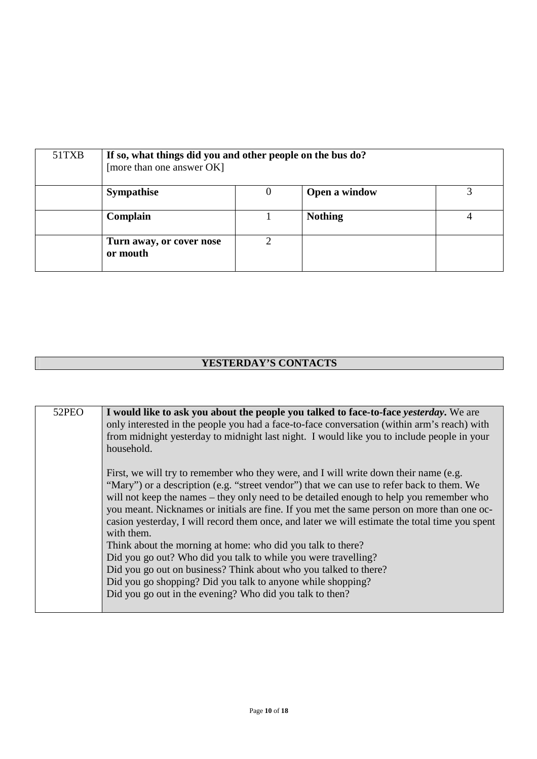| 51TXB | **If so, what things did you and other people on the bus do?** [more than one answer OK] | | | |
|---|---|---|---|---|
| | **Sympathise** | 0 | **Open a window** | 3 |
| | **Complain** | 1 | **Nothing** | 4 |
| | **Turn away, or cover nose or mouth** | 2 | | |

## YESTERDAY'S CONTACTS

| 52PEO | **I would like to ask you about the people you talked to face-to-face *yesterday*.** We are only interested in the people you had a face-to-face conversation (within arm's reach) with from midnight yesterday to midnight last night. I would like you to include people in your household.<br><br>First, we will try to remember who they were, and I will write down their name (e.g. "Mary") or a description (e.g. "street vendor") that we can use to refer back to them. We will not keep the names – they only need to be detailed enough to help you remember who you meant. Nicknames or initials are fine. If you met the same person on more than one occasion yesterday, I will record them once, and later we will estimate the total time you spent with them.<br>Think about the morning at home: who did you talk to there?<br>Did you go out? Who did you talk to while you were travelling?<br>Did you go out on business? Think about who you talked to there?<br>Did you go shopping? Did you talk to anyone while shopping?<br>Did you go out in the evening? Who did you talk to then? |
|---|---|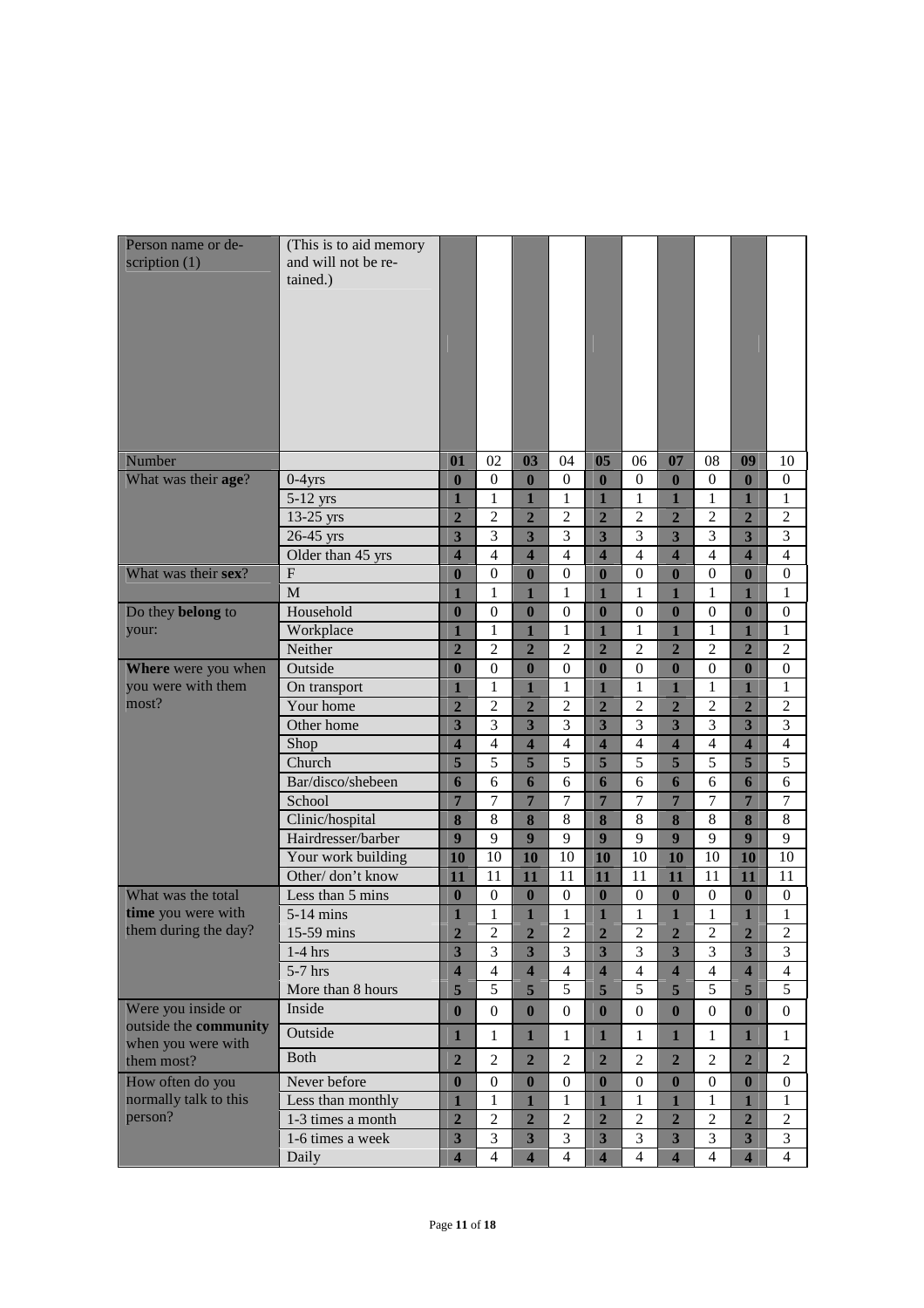| Person name or description (1) | (This is to aid memory and will not be retained.) | | | | | | | | | | |
|---|---|---|---|---|---|---|---|---|---|---|---|
| Number | | 01 | 02 | 03 | 04 | 05 | 06 | 07 | 08 | 09 | 10 |
| What was their **age**? | 0-4yrs | 0 | 0 | 0 | 0 | 0 | 0 | 0 | 0 | 0 | 0 |
| | 5-12 yrs | 1 | 1 | 1 | 1 | 1 | 1 | 1 | 1 | 1 | 1 |
| | 13-25 yrs | 2 | 2 | 2 | 2 | 2 | 2 | 2 | 2 | 2 | 2 |
| | 26-45 yrs | 3 | 3 | 3 | 3 | 3 | 3 | 3 | 3 | 3 | 3 |
| | Older than 45 yrs | 4 | 4 | 4 | 4 | 4 | 4 | 4 | 4 | 4 | 4 |
| What was their **sex**? | F | 0 | 0 | 0 | 0 | 0 | 0 | 0 | 0 | 0 | 0 |
| | M | 1 | 1 | 1 | 1 | 1 | 1 | 1 | 1 | 1 | 1 |
| Do they **belong** to your: | Household | 0 | 0 | 0 | 0 | 0 | 0 | 0 | 0 | 0 | 0 |
| | Workplace | 1 | 1 | 1 | 1 | 1 | 1 | 1 | 1 | 1 | 1 |
| | Neither | 2 | 2 | 2 | 2 | 2 | 2 | 2 | 2 | 2 | 2 |
| **Where** were you when you were with them most? | Outside | 0 | 0 | 0 | 0 | 0 | 0 | 0 | 0 | 0 | 0 |
| | On transport | 1 | 1 | 1 | 1 | 1 | 1 | 1 | 1 | 1 | 1 |
| | Your home | 2 | 2 | 2 | 2 | 2 | 2 | 2 | 2 | 2 | 2 |
| | Other home | 3 | 3 | 3 | 3 | 3 | 3 | 3 | 3 | 3 | 3 |
| | Shop | 4 | 4 | 4 | 4 | 4 | 4 | 4 | 4 | 4 | 4 |
| | Church | 5 | 5 | 5 | 5 | 5 | 5 | 5 | 5 | 5 | 5 |
| | Bar/disco/shebeen | 6 | 6 | 6 | 6 | 6 | 6 | 6 | 6 | 6 | 6 |
| | School | 7 | 7 | 7 | 7 | 7 | 7 | 7 | 7 | 7 | 7 |
| | Clinic/hospital | 8 | 8 | 8 | 8 | 8 | 8 | 8 | 8 | 8 | 8 |
| | Hairdresser/barber | 9 | 9 | 9 | 9 | 9 | 9 | 9 | 9 | 9 | 9 |
| | Your work building | 10 | 10 | 10 | 10 | 10 | 10 | 10 | 10 | 10 | 10 |
| | Other/ don't know | 11 | 11 | 11 | 11 | 11 | 11 | 11 | 11 | 11 | 11 |
| What was the total **time** you were with them during the day? | Less than 5 mins | 0 | 0 | 0 | 0 | 0 | 0 | 0 | 0 | 0 | 0 |
| | 5-14 mins | 1 | 1 | 1 | 1 | 1 | 1 | 1 | 1 | 1 | 1 |
| | 15-59 mins | 2 | 2 | 2 | 2 | 2 | 2 | 2 | 2 | 2 | 2 |
| | 1-4 hrs | 3 | 3 | 3 | 3 | 3 | 3 | 3 | 3 | 3 | 3 |
| | 5-7 hrs | 4 | 4 | 4 | 4 | 4 | 4 | 4 | 4 | 4 | 4 |
| | More than 8 hours | 5 | 5 | 5 | 5 | 5 | 5 | 5 | 5 | 5 | 5 |
| Were you inside or outside the **community** when you were with them most? | Inside | 0 | 0 | 0 | 0 | 0 | 0 | 0 | 0 | 0 | 0 |
| | Outside | 1 | 1 | 1 | 1 | 1 | 1 | 1 | 1 | 1 | 1 |
| | Both | 2 | 2 | 2 | 2 | 2 | 2 | 2 | 2 | 2 | 2 |
| How often do you normally talk to this person? | Never before | 0 | 0 | 0 | 0 | 0 | 0 | 0 | 0 | 0 | 0 |
| | Less than monthly | 1 | 1 | 1 | 1 | 1 | 1 | 1 | 1 | 1 | 1 |
| | 1-3 times a month | 2 | 2 | 2 | 2 | 2 | 2 | 2 | 2 | 2 | 2 |
| | 1-6 times a week | 3 | 3 | 3 | 3 | 3 | 3 | 3 | 3 | 3 | 3 |
| | Daily | 4 | 4 | 4 | 4 | 4 | 4 | 4 | 4 | 4 | 4 |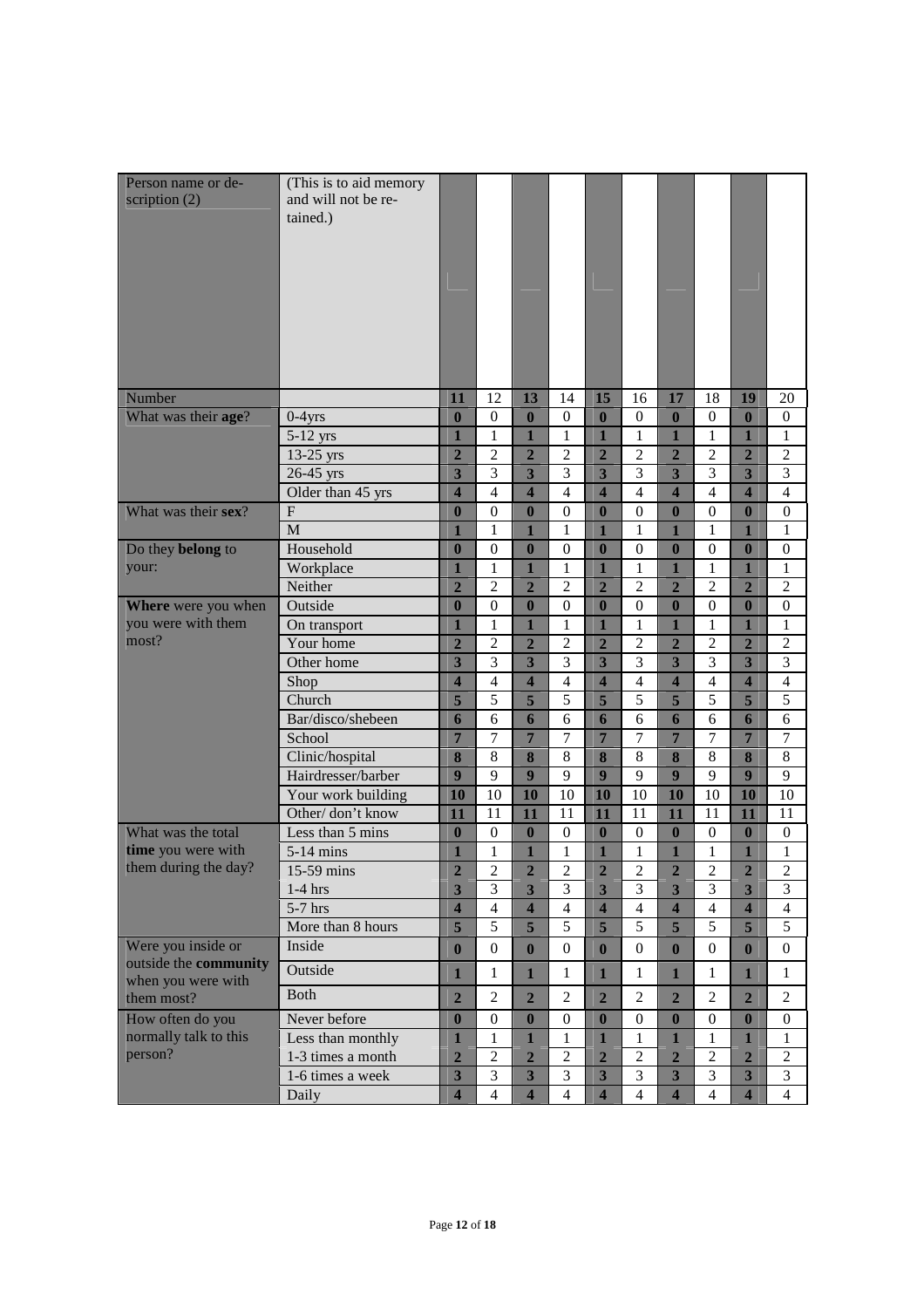| Person name or description (2) | (This is to aid memory and will not be retained.) | | | | | | | | | | |
|---|---|---|---|---|---|---|---|---|---|---|---|
| Number | | **11** | 12 | **13** | 14 | **15** | 16 | **17** | 18 | **19** | 20 |
| What was their **age**? | 0-4yrs | **0** | 0 | **0** | 0 | **0** | 0 | **0** | 0 | **0** | 0 |
| | 5-12 yrs | **1** | 1 | **1** | 1 | **1** | 1 | **1** | 1 | **1** | 1 |
| | 13-25 yrs | **2** | 2 | **2** | 2 | **2** | 2 | **2** | 2 | **2** | 2 |
| | 26-45 yrs | **3** | 3 | **3** | 3 | **3** | 3 | **3** | 3 | **3** | 3 |
| | Older than 45 yrs | **4** | 4 | **4** | 4 | **4** | 4 | **4** | 4 | **4** | 4 |
| What was their **sex**? | F | **0** | 0 | **0** | 0 | **0** | 0 | **0** | 0 | **0** | 0 |
| | M | **1** | 1 | **1** | 1 | **1** | 1 | **1** | 1 | **1** | 1 |
| Do they **belong** to your: | Household | **0** | 0 | **0** | 0 | **0** | 0 | **0** | 0 | **0** | 0 |
| | Workplace | **1** | 1 | **1** | 1 | **1** | 1 | **1** | 1 | **1** | 1 |
| | Neither | **2** | 2 | **2** | 2 | **2** | 2 | **2** | 2 | **2** | 2 |
| **Where** were you when you were with them most? | Outside | **0** | 0 | **0** | 0 | **0** | 0 | **0** | 0 | **0** | 0 |
| | On transport | **1** | 1 | **1** | 1 | **1** | 1 | **1** | 1 | **1** | 1 |
| | Your home | **2** | 2 | **2** | 2 | **2** | 2 | **2** | 2 | **2** | 2 |
| | Other home | **3** | 3 | **3** | 3 | **3** | 3 | **3** | 3 | **3** | 3 |
| | Shop | **4** | 4 | **4** | 4 | **4** | 4 | **4** | 4 | **4** | 4 |
| | Church | **5** | 5 | **5** | 5 | **5** | 5 | **5** | 5 | **5** | 5 |
| | Bar/disco/shebeen | **6** | 6 | **6** | 6 | **6** | 6 | **6** | 6 | **6** | 6 |
| | School | **7** | 7 | **7** | 7 | **7** | 7 | **7** | 7 | **7** | 7 |
| | Clinic/hospital | **8** | 8 | **8** | 8 | **8** | 8 | **8** | 8 | **8** | 8 |
| | Hairdresser/barber | **9** | 9 | **9** | 9 | **9** | 9 | **9** | 9 | **9** | 9 |
| | Your work building | **10** | 10 | **10** | 10 | **10** | 10 | **10** | 10 | **10** | 10 |
| | Other/ don't know | **11** | 11 | **11** | 11 | **11** | 11 | **11** | 11 | **11** | 11 |
| What was the total **time** you were with them during the day? | Less than 5 mins | **0** | 0 | **0** | 0 | **0** | 0 | **0** | 0 | **0** | 0 |
| | 5-14 mins | **1** | 1 | **1** | 1 | **1** | 1 | **1** | 1 | **1** | 1 |
| | 15-59 mins | **2** | 2 | **2** | 2 | **2** | 2 | **2** | 2 | **2** | 2 |
| | 1-4 hrs | **3** | 3 | **3** | 3 | **3** | 3 | **3** | 3 | **3** | 3 |
| | 5-7 hrs | **4** | 4 | **4** | 4 | **4** | 4 | **4** | 4 | **4** | 4 |
| | More than 8 hours | **5** | 5 | **5** | 5 | **5** | 5 | **5** | 5 | **5** | 5 |
| Were you inside or outside the **community** when you were with them most? | Inside | **0** | 0 | **0** | 0 | **0** | 0 | **0** | 0 | **0** | 0 |
| | Outside | **1** | 1 | **1** | 1 | **1** | 1 | **1** | 1 | **1** | 1 |
| | Both | **2** | 2 | **2** | 2 | **2** | 2 | **2** | 2 | **2** | 2 |
| How often do you normally talk to this person? | Never before | **0** | 0 | **0** | 0 | **0** | 0 | **0** | 0 | **0** | 0 |
| | Less than monthly | **1** | 1 | **1** | 1 | **1** | 1 | **1** | 1 | **1** | 1 |
| | 1-3 times a month | **2** | 2 | **2** | 2 | **2** | 2 | **2** | 2 | **2** | 2 |
| | 1-6 times a week | **3** | 3 | **3** | 3 | **3** | 3 | **3** | 3 | **3** | 3 |
| | Daily | **4** | 4 | **4** | 4 | **4** | 4 | **4** | 4 | **4** | 4 |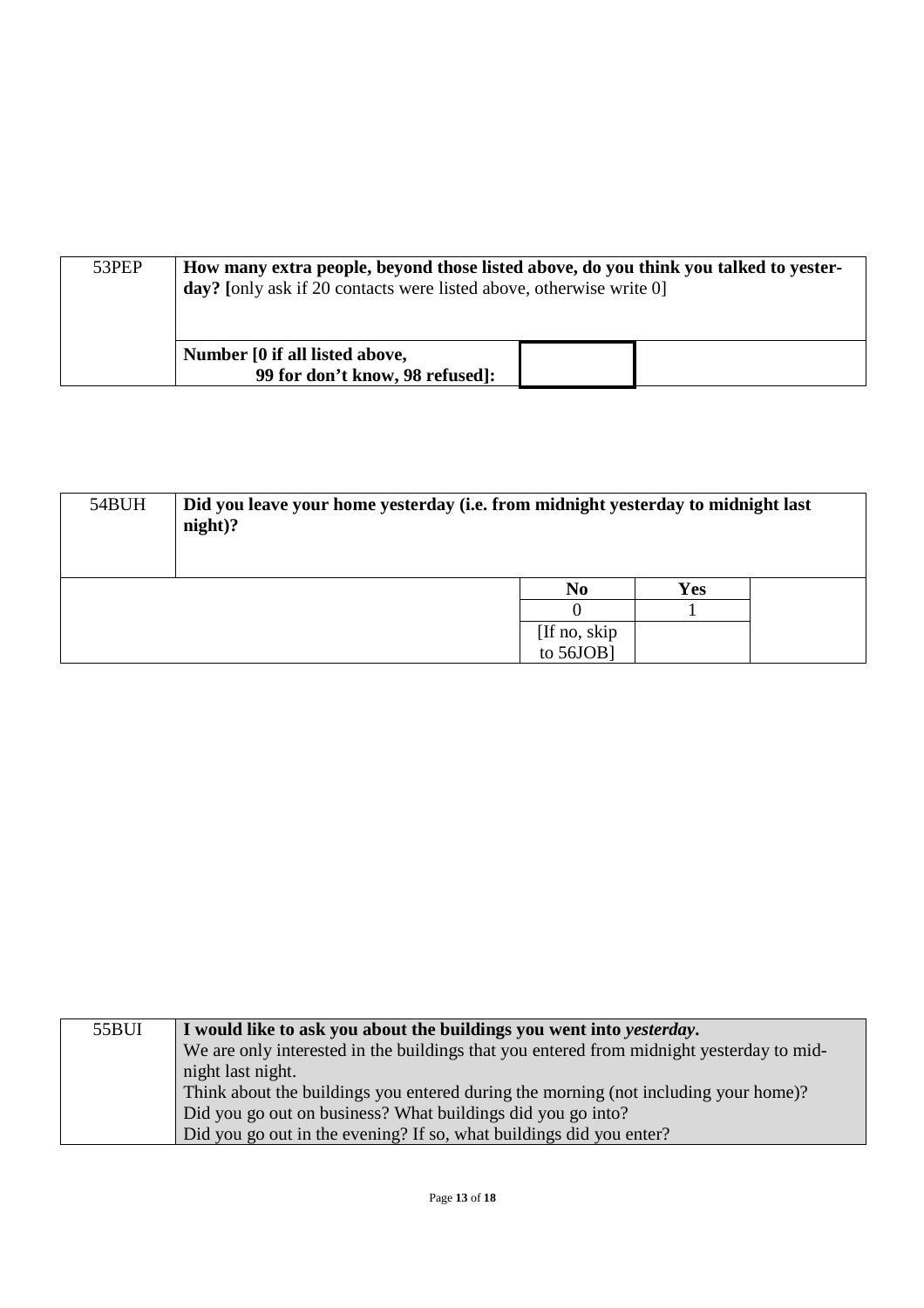| 53PEP | **How many extra people, beyond those listed above, do you think you talked to yesterday? [**only ask if 20 contacts were listed above, otherwise write 0] | |
|---|---|---|
| | **Number [0 if all listed above, 99 for don't know, 98 refused]:** | |

| 54BUH | **Did you leave your home yesterday (i.e. from midnight yesterday to midnight last night)?** | | |
|---|---|---|---|
| | **No** | **Yes** | |
| | 0 | 1 | |
| | [If no, skip to 56JOB] | | |

| 55BUI | **I would like to ask you about the buildings you went into** ***yesterday*****.** |
|---|---|
| | We are only interested in the buildings that you entered from midnight yesterday to midnight last night. |
| | Think about the buildings you entered during the morning (not including your home)? |
| | Did you go out on business? What buildings did you go into? |
| | Did you go out in the evening? If so, what buildings did you enter? |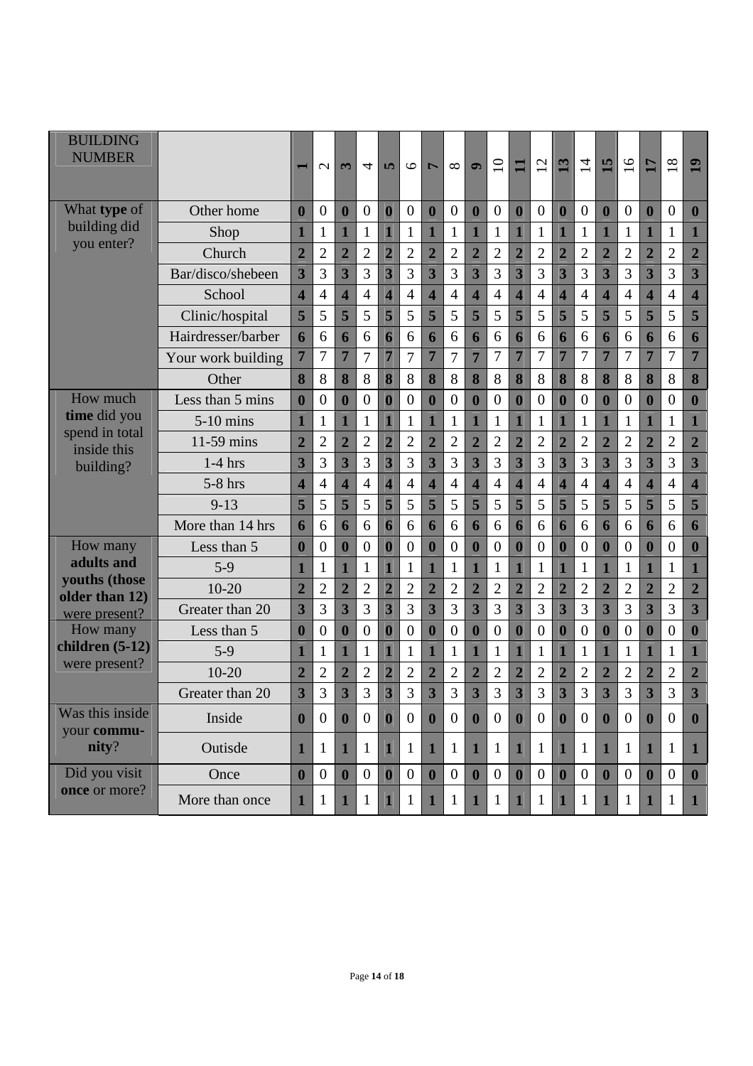| BUILDING NUMBER | | 1 | 2 | 3 | 4 | 5 | 6 | 7 | 8 | 9 | 10 | 11 | 12 | 13 | 14 | 15 | 16 | 17 | 18 | 19 |
|---|---|---|---|---|---|---|---|---|---|---|---|---|---|---|---|---|---|---|---|---|
| What **type** of building did you enter? | Other home | 0 | 0 | 0 | 0 | 0 | 0 | 0 | 0 | 0 | 0 | 0 | 0 | 0 | 0 | 0 | 0 | 0 | 0 | 0 |
| | Shop | 1 | 1 | 1 | 1 | 1 | 1 | 1 | 1 | 1 | 1 | 1 | 1 | 1 | 1 | 1 | 1 | 1 | 1 | 1 |
| | Church | 2 | 2 | 2 | 2 | 2 | 2 | 2 | 2 | 2 | 2 | 2 | 2 | 2 | 2 | 2 | 2 | 2 | 2 | 2 |
| | Bar/disco/shebeen | 3 | 3 | 3 | 3 | 3 | 3 | 3 | 3 | 3 | 3 | 3 | 3 | 3 | 3 | 3 | 3 | 3 | 3 | 3 |
| | School | 4 | 4 | 4 | 4 | 4 | 4 | 4 | 4 | 4 | 4 | 4 | 4 | 4 | 4 | 4 | 4 | 4 | 4 | 4 |
| | Clinic/hospital | 5 | 5 | 5 | 5 | 5 | 5 | 5 | 5 | 5 | 5 | 5 | 5 | 5 | 5 | 5 | 5 | 5 | 5 | 5 |
| | Hairdresser/barber | 6 | 6 | 6 | 6 | 6 | 6 | 6 | 6 | 6 | 6 | 6 | 6 | 6 | 6 | 6 | 6 | 6 | 6 | 6 |
| | Your work building | 7 | 7 | 7 | 7 | 7 | 7 | 7 | 7 | 7 | 7 | 7 | 7 | 7 | 7 | 7 | 7 | 7 | 7 | 7 |
| | Other | 8 | 8 | 8 | 8 | 8 | 8 | 8 | 8 | 8 | 8 | 8 | 8 | 8 | 8 | 8 | 8 | 8 | 8 | 8 |
| How much **time** did you spend in total inside this building? | Less than 5 mins | 0 | 0 | 0 | 0 | 0 | 0 | 0 | 0 | 0 | 0 | 0 | 0 | 0 | 0 | 0 | 0 | 0 | 0 | 0 |
| | 5-10 mins | 1 | 1 | 1 | 1 | 1 | 1 | 1 | 1 | 1 | 1 | 1 | 1 | 1 | 1 | 1 | 1 | 1 | 1 | 1 |
| | 11-59 mins | 2 | 2 | 2 | 2 | 2 | 2 | 2 | 2 | 2 | 2 | 2 | 2 | 2 | 2 | 2 | 2 | 2 | 2 | 2 |
| | 1-4 hrs | 3 | 3 | 3 | 3 | 3 | 3 | 3 | 3 | 3 | 3 | 3 | 3 | 3 | 3 | 3 | 3 | 3 | 3 | 3 |
| | 5-8 hrs | 4 | 4 | 4 | 4 | 4 | 4 | 4 | 4 | 4 | 4 | 4 | 4 | 4 | 4 | 4 | 4 | 4 | 4 | 4 |
| | 9-13 | 5 | 5 | 5 | 5 | 5 | 5 | 5 | 5 | 5 | 5 | 5 | 5 | 5 | 5 | 5 | 5 | 5 | 5 | 5 |
| | More than 14 hrs | 6 | 6 | 6 | 6 | 6 | 6 | 6 | 6 | 6 | 6 | 6 | 6 | 6 | 6 | 6 | 6 | 6 | 6 | 6 |
| How many **adults and youths (those older than 12)** were present? | Less than 5 | 0 | 0 | 0 | 0 | 0 | 0 | 0 | 0 | 0 | 0 | 0 | 0 | 0 | 0 | 0 | 0 | 0 | 0 | 0 |
| | 5-9 | 1 | 1 | 1 | 1 | 1 | 1 | 1 | 1 | 1 | 1 | 1 | 1 | 1 | 1 | 1 | 1 | 1 | 1 | 1 |
| | 10-20 | 2 | 2 | 2 | 2 | 2 | 2 | 2 | 2 | 2 | 2 | 2 | 2 | 2 | 2 | 2 | 2 | 2 | 2 | 2 |
| | Greater than 20 | 3 | 3 | 3 | 3 | 3 | 3 | 3 | 3 | 3 | 3 | 3 | 3 | 3 | 3 | 3 | 3 | 3 | 3 | 3 |
| How many **children (5-12)** were present? | Less than 5 | 0 | 0 | 0 | 0 | 0 | 0 | 0 | 0 | 0 | 0 | 0 | 0 | 0 | 0 | 0 | 0 | 0 | 0 | 0 |
| | 5-9 | 1 | 1 | 1 | 1 | 1 | 1 | 1 | 1 | 1 | 1 | 1 | 1 | 1 | 1 | 1 | 1 | 1 | 1 | 1 |
| | 10-20 | 2 | 2 | 2 | 2 | 2 | 2 | 2 | 2 | 2 | 2 | 2 | 2 | 2 | 2 | 2 | 2 | 2 | 2 | 2 |
| | Greater than 20 | 3 | 3 | 3 | 3 | 3 | 3 | 3 | 3 | 3 | 3 | 3 | 3 | 3 | 3 | 3 | 3 | 3 | 3 | 3 |
| Was this inside your **community**? | Inside | 0 | 0 | 0 | 0 | 0 | 0 | 0 | 0 | 0 | 0 | 0 | 0 | 0 | 0 | 0 | 0 | 0 | 0 | 0 |
| | Outisde | 1 | 1 | 1 | 1 | 1 | 1 | 1 | 1 | 1 | 1 | 1 | 1 | 1 | 1 | 1 | 1 | 1 | 1 | 1 |
| Did you visit **once** or more? | Once | 0 | 0 | 0 | 0 | 0 | 0 | 0 | 0 | 0 | 0 | 0 | 0 | 0 | 0 | 0 | 0 | 0 | 0 | 0 |
| | More than once | 1 | 1 | 1 | 1 | 1 | 1 | 1 | 1 | 1 | 1 | 1 | 1 | 1 | 1 | 1 | 1 | 1 | 1 | 1 |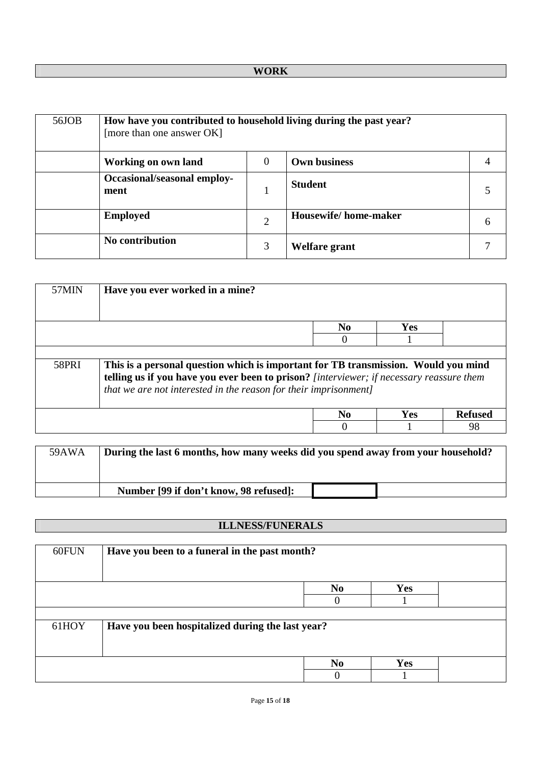## WORK

| 56JOB | **How have you contributed to household living during the past year?** [more than one answer OK] | | | |
|---|---|---|---|---|
| | **Working on own land** | 0 | **Own business** | 4 |
| | **Occasional/seasonal employment** | 1 | **Student** | 5 |
| | **Employed** | 2 | **Housewife/ home-maker** | 6 |
| | **No contribution** | 3 | **Welfare grant** | 7 |

| 57MIN | **Have you ever worked in a mine?** | | | |
|---|---|---|---|---|
| | | **No** | **Yes** | |
| | | 0 | 1 | |

| 58PRI | **This is a personal question which is important for TB transmission. Would you mind telling us if you have you ever been to prison?** *[interviewer; if necessary reassure them that we are not interested in the reason for their imprisonment]* | | | |
|---|---|---|---|---|
| | | **No** | **Yes** | **Refused** |
| | | 0 | 1 | 98 |

| 59AWA | **During the last 6 months, how many weeks did you spend away from your household?** | |
|---|---|---|
| | **Number [99 if don't know, 98 refused]:** | |

## ILLNESS/FUNERALS

| 60FUN | **Have you been to a funeral in the past month?** | | | |
|---|---|---|---|---|
| | | **No** | **Yes** | |
| | | 0 | 1 | |

| 61HOY | **Have you been hospitalized during the last year?** | | | |
|---|---|---|---|---|
| | | **No** | **Yes** | |
| | | 0 | 1 | |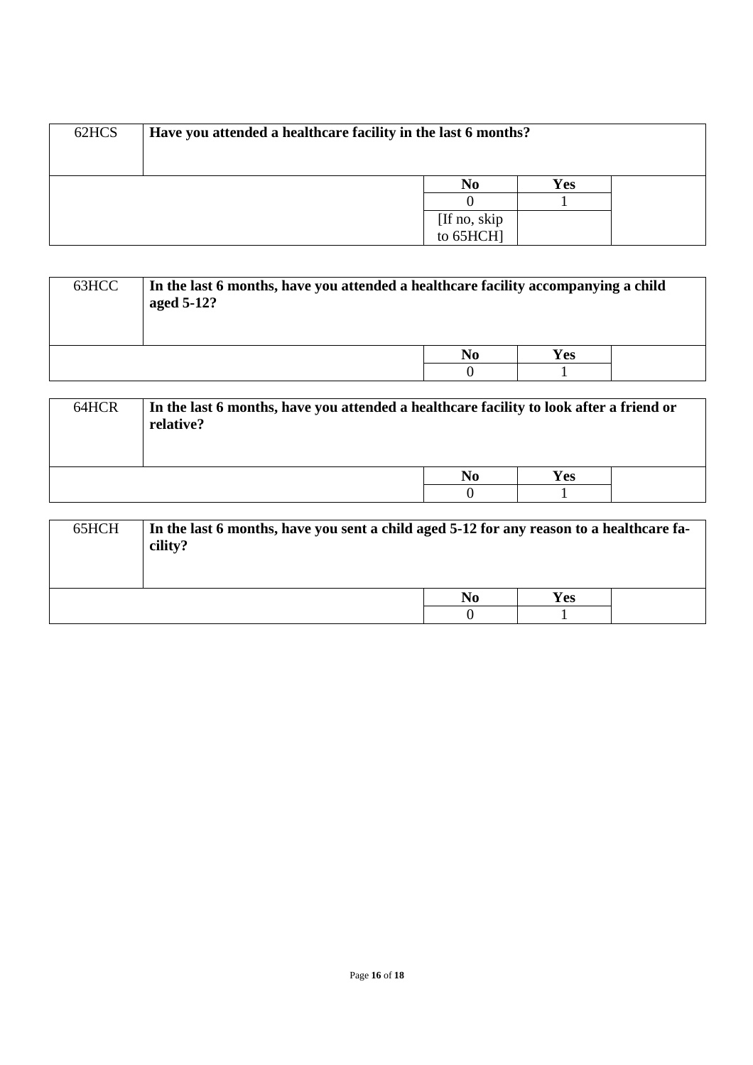| 62HCS | **Have you attended a healthcare facility in the last 6 months?** | | | |
|---|---|---|---|---|
| | | **No** | **Yes** | |
| | | 0 | 1 | |
| | | [If no, skip to 65HCH] | | |

| 63HCC | **In the last 6 months, have you attended a healthcare facility accompanying a child aged 5-12?** | | | |
|---|---|---|---|---|
| | | **No** | **Yes** | |
| | | 0 | 1 | |

| 64HCR | **In the last 6 months, have you attended a healthcare facility to look after a friend or relative?** | | | |
|---|---|---|---|---|
| | | **No** | **Yes** | |
| | | 0 | 1 | |

| 65HCH | **In the last 6 months, have you sent a child aged 5-12 for any reason to a healthcare facility?** | | | |
|---|---|---|---|---|
| | | **No** | **Yes** | |
| | | 0 | 1 | |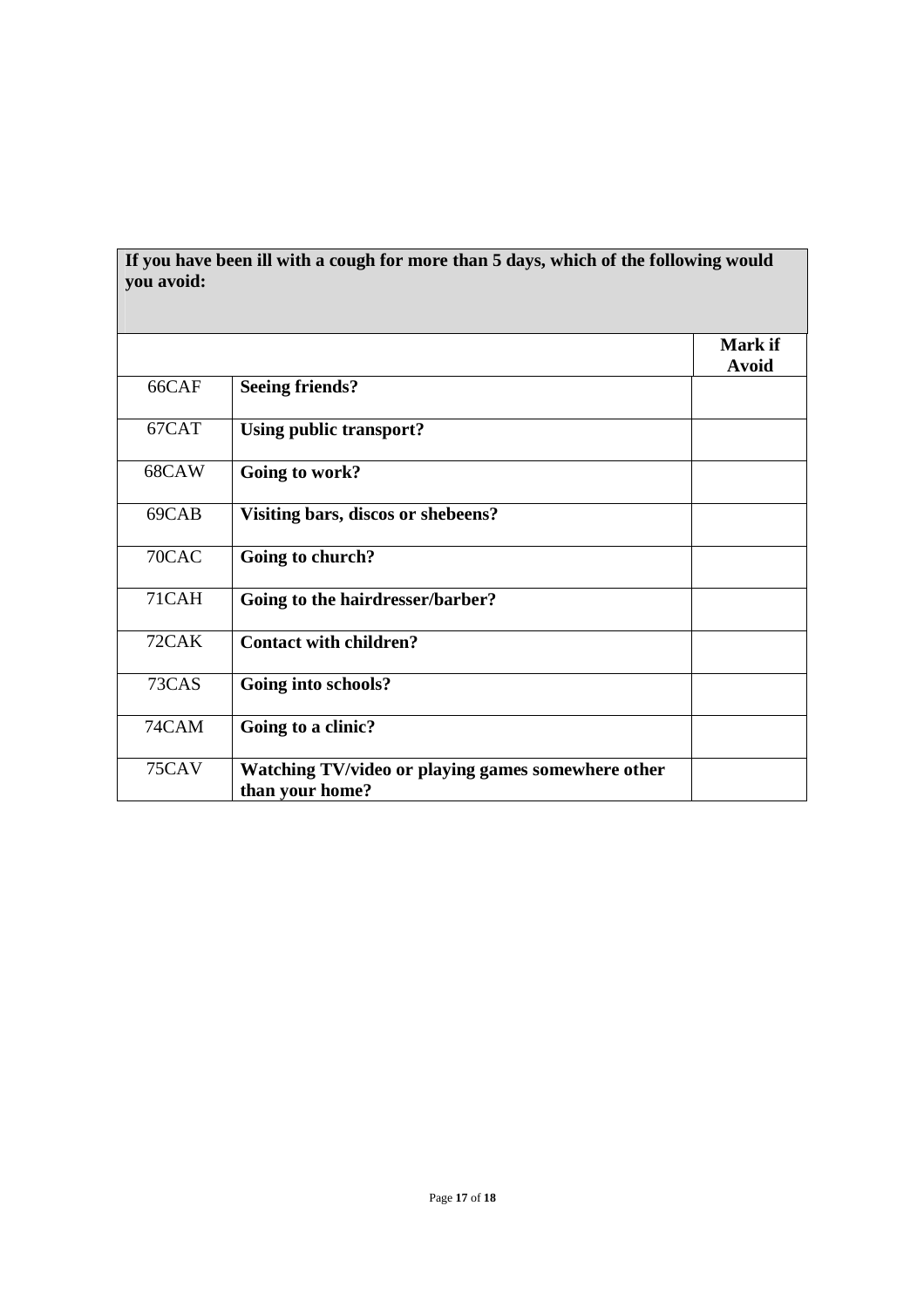**If you have been ill with a cough for more than 5 days, which of the following would you avoid:**

| | | **Mark if Avoid** |
|---|---|---|
| 66CAF | **Seeing friends?** | |
| 67CAT | **Using public transport?** | |
| 68CAW | **Going to work?** | |
| 69CAB | **Visiting bars, discos or shebeens?** | |
| 70CAC | **Going to church?** | |
| 71CAH | **Going to the hairdresser/barber?** | |
| 72CAK | **Contact with children?** | |
| 73CAS | **Going into schools?** | |
| 74CAM | **Going to a clinic?** | |
| 75CAV | **Watching TV/video or playing games somewhere other than your home?** | |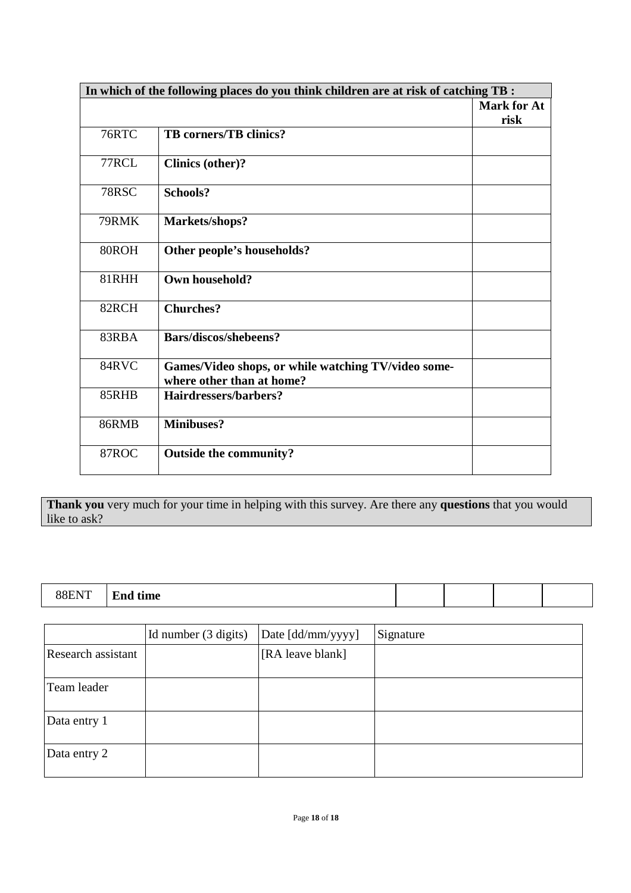| In which of the following places do you think children are at risk of catching TB : | | |
|---|---|---|
| | | **Mark for At risk** |
| 76RTC | **TB corners/TB clinics?** | |
| 77RCL | **Clinics (other)?** | |
| 78RSC | **Schools?** | |
| 79RMK | **Markets/shops?** | |
| 80ROH | **Other people's households?** | |
| 81RHH | **Own household?** | |
| 82RCH | **Churches?** | |
| 83RBA | **Bars/discos/shebeens?** | |
| 84RVC | **Games/Video shops, or while watching TV/video some-where other than at home?** | |
| 85RHB | **Hairdressers/barbers?** | |
| 86RMB | **Minibuses?** | |
| 87ROC | **Outside the community?** | |

**Thank you** very much for your time in helping with this survey. Are there any **questions** that you would like to ask?

| | | | | | |
|---|---|---|---|---|---|
| 88ENT | **End time** | | | | |

| | Id number (3 digits) | Date [dd/mm/yyyy] | Signature |
|---|---|---|---|
| Research assistant | | [RA leave blank] | |
| Team leader | | | |
| Data entry 1 | | | |
| Data entry 2 | | | |